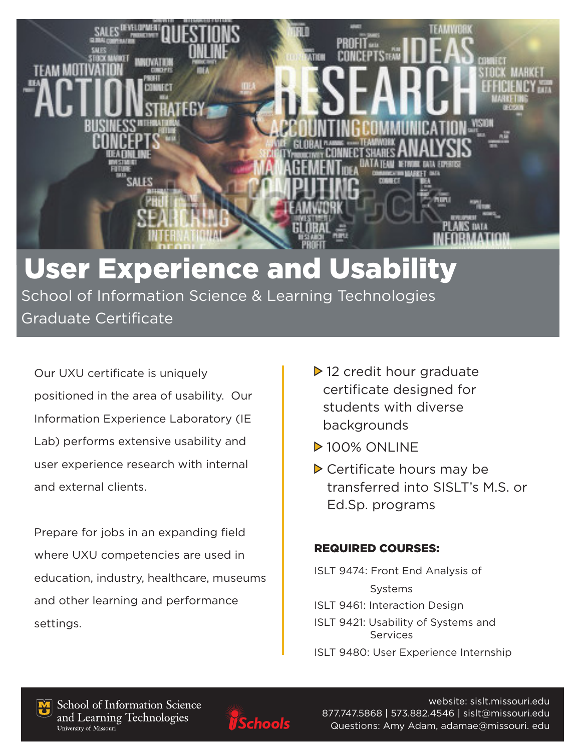# User Experience and Usability

School of Information Science & Learning Technologies

Graduate Certificate

Our UXU certificate is uniquely positioned in the area of usability. Our Information Experience Laboratory (IE Lab) performs extensive usability and user experience research with internal and external clients.

Prepare for jobs in an expanding field where UXU competencies are used in education, industry, healthcare, museums and other learning and performance settings.

- 12 credit hour graduate certificate designed for students with diverse backgrounds
- 100% ONLINE
- Certificate hours may be transferred into SISLT's M.S. or Ed.Sp. programs

**REQUIRED COURSES:**

ISLT 9474: Front End Analysis of Systems

ISLT 9461: Interaction Design

ISLT 9421: Usability of Systems and Services

ISLT 9480: User Experience Internship

School of Information Science and Learning Technologies
University of Missouri

iSchools

website: sislt.missouri.edu

877.747.5868 | 573.882.4546 | sislt@missouri.edu

Questions: Amy Adam, adamae@missouri. edu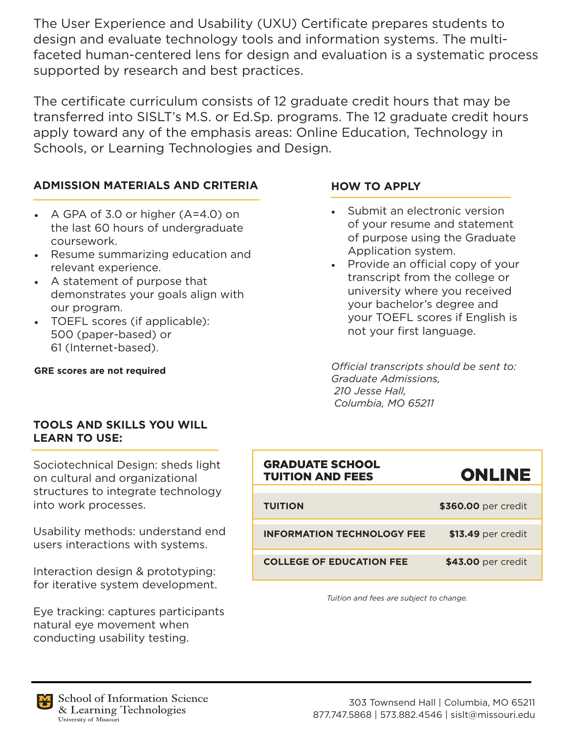The User Experience and Usability (UXU) Certificate prepares students to design and evaluate technology tools and information systems. The multi-faceted human-centered lens for design and evaluation is a systematic process supported by research and best practices.

The certificate curriculum consists of 12 graduate credit hours that may be transferred into SISLT's M.S. or Ed.Sp. programs. The 12 graduate credit hours apply toward any of the emphasis areas: Online Education, Technology in Schools, or Learning Technologies and Design.

## ADMISSION MATERIALS AND CRITERIA

- A GPA of 3.0 or higher (A=4.0) on the last 60 hours of undergraduate coursework.
- Resume summarizing education and relevant experience.
- A statement of purpose that demonstrates your goals align with our program.
- TOEFL scores (if applicable): 500 (paper-based) or 61 (Internet-based).

**GRE scores are not required**

## HOW TO APPLY

- Submit an electronic version of your resume and statement of purpose using the Graduate Application system.
- Provide an official copy of your transcript from the college or university where you received your bachelor's degree and your TOEFL scores if English is not your first language.

*Official transcripts should be sent to: Graduate Admissions, 210 Jesse Hall, Columbia, MO 65211*

## TOOLS AND SKILLS YOU WILL LEARN TO USE:

Sociotechnical Design: sheds light on cultural and organizational structures to integrate technology into work processes.

Usability methods: understand end users interactions with systems.

Interaction design & prototyping: for iterative system development.

Eye tracking: captures participants natural eye movement when conducting usability testing.

| GRADUATE SCHOOL TUITION AND FEES | ONLINE |
|---|---|
| **TUITION** | **$360.00** per credit |
| **INFORMATION TECHNOLOGY FEE** | **$13.49** per credit |
| **COLLEGE OF EDUCATION FEE** | **$43.00** per credit |

*Tuition and fees are subject to change.*

School of Information Science & Learning Technologies
University of Missouri

303 Townsend Hall | Columbia, MO 65211
877.747.5868 | 573.882.4546 | sislt@missouri.edu